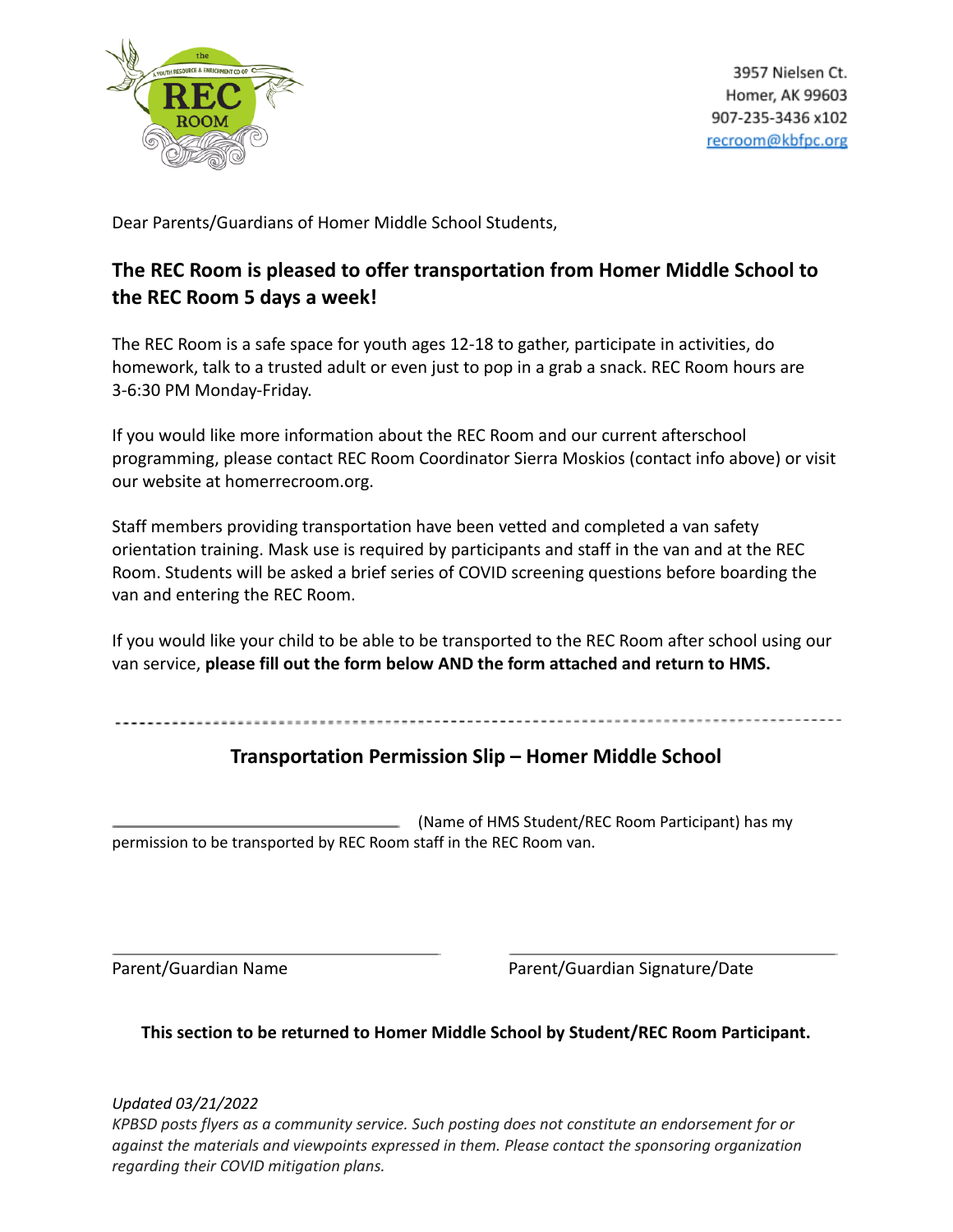3957 Nielsen Ct.
Homer, AK 99603
907-235-3436 x102
recroom@kbfpc.org

Dear Parents/Guardians of Homer Middle School Students,

## The REC Room is pleased to offer transportation from Homer Middle School to the REC Room 5 days a week!

The REC Room is a safe space for youth ages 12-18 to gather, participate in activities, do homework, talk to a trusted adult or even just to pop in a grab a snack. REC Room hours are 3-6:30 PM Monday-Friday.

If you would like more information about the REC Room and our current afterschool programming, please contact REC Room Coordinator Sierra Moskios (contact info above) or visit our website at homerrecroom.org.

Staff members providing transportation have been vetted and completed a van safety orientation training. Mask use is required by participants and staff in the van and at the REC Room. Students will be asked a brief series of COVID screening questions before boarding the van and entering the REC Room.

If you would like your child to be able to be transported to the REC Room after school using our van service, **please fill out the form below AND the form attached and return to HMS.**

---

### Transportation Permission Slip – Homer Middle School

\_\_\_\_\_\_\_\_\_\_\_\_\_\_\_\_\_\_\_\_\_\_\_\_\_\_\_\_\_\_ (Name of HMS Student/REC Room Participant) has my permission to be transported by REC Room staff in the REC Room van.

\_\_\_\_\_\_\_\_\_\_\_\_\_\_\_\_\_\_\_\_\_\_\_\_\_\_\_\_\_\_ Parent/Guardian Name

\_\_\_\_\_\_\_\_\_\_\_\_\_\_\_\_\_\_\_\_\_\_\_\_\_\_\_\_\_\_ Parent/Guardian Signature/Date

**This section to be returned to Homer Middle School by Student/REC Room Participant.**

*Updated 03/21/2022*
*KPBSD posts flyers as a community service. Such posting does not constitute an endorsement for or against the materials and viewpoints expressed in them. Please contact the sponsoring organization regarding their COVID mitigation plans.*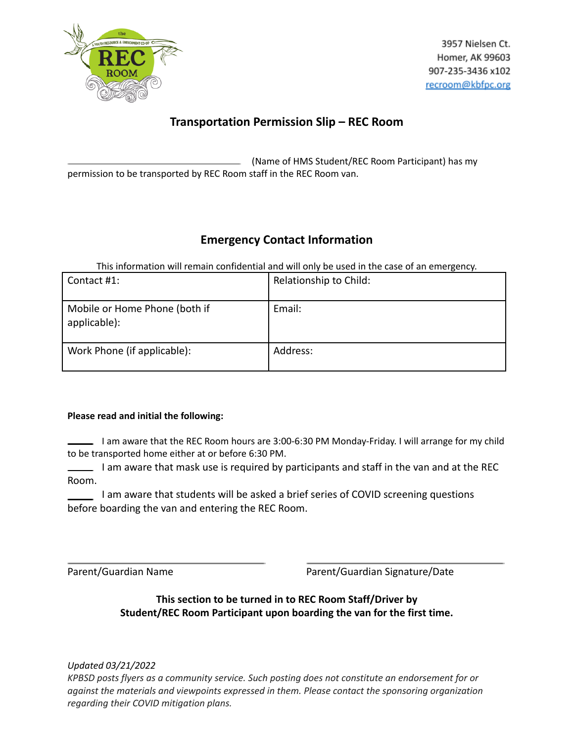3957 Nielsen Ct.
Homer, AK 99603
907-235-3436 x102
recroom@kbfpc.org

## Transportation Permission Slip – REC Room

_______________________________ (Name of HMS Student/REC Room Participant) has my permission to be transported by REC Room staff in the REC Room van.

## Emergency Contact Information

This information will remain confidential and will only be used in the case of an emergency.

| | |
|---|---|
| Contact #1: | Relationship to Child: |
| Mobile or Home Phone (both if applicable): | Email: |
| Work Phone (if applicable): | Address: |

**Please read and initial the following:**

_____ I am aware that the REC Room hours are 3:00-6:30 PM Monday-Friday. I will arrange for my child to be transported home either at or before 6:30 PM.

_____ I am aware that mask use is required by participants and staff in the van and at the REC Room.

_____ I am aware that students will be asked a brief series of COVID screening questions before boarding the van and entering the REC Room.

_______________________________ Parent/Guardian Name

_______________________________ Parent/Guardian Signature/Date

**This section to be turned in to REC Room Staff/Driver by Student/REC Room Participant upon boarding the van for the first time.**

*Updated 03/21/2022*

*KPBSD posts flyers as a community service. Such posting does not constitute an endorsement for or against the materials and viewpoints expressed in them. Please contact the sponsoring organization regarding their COVID mitigation plans.*